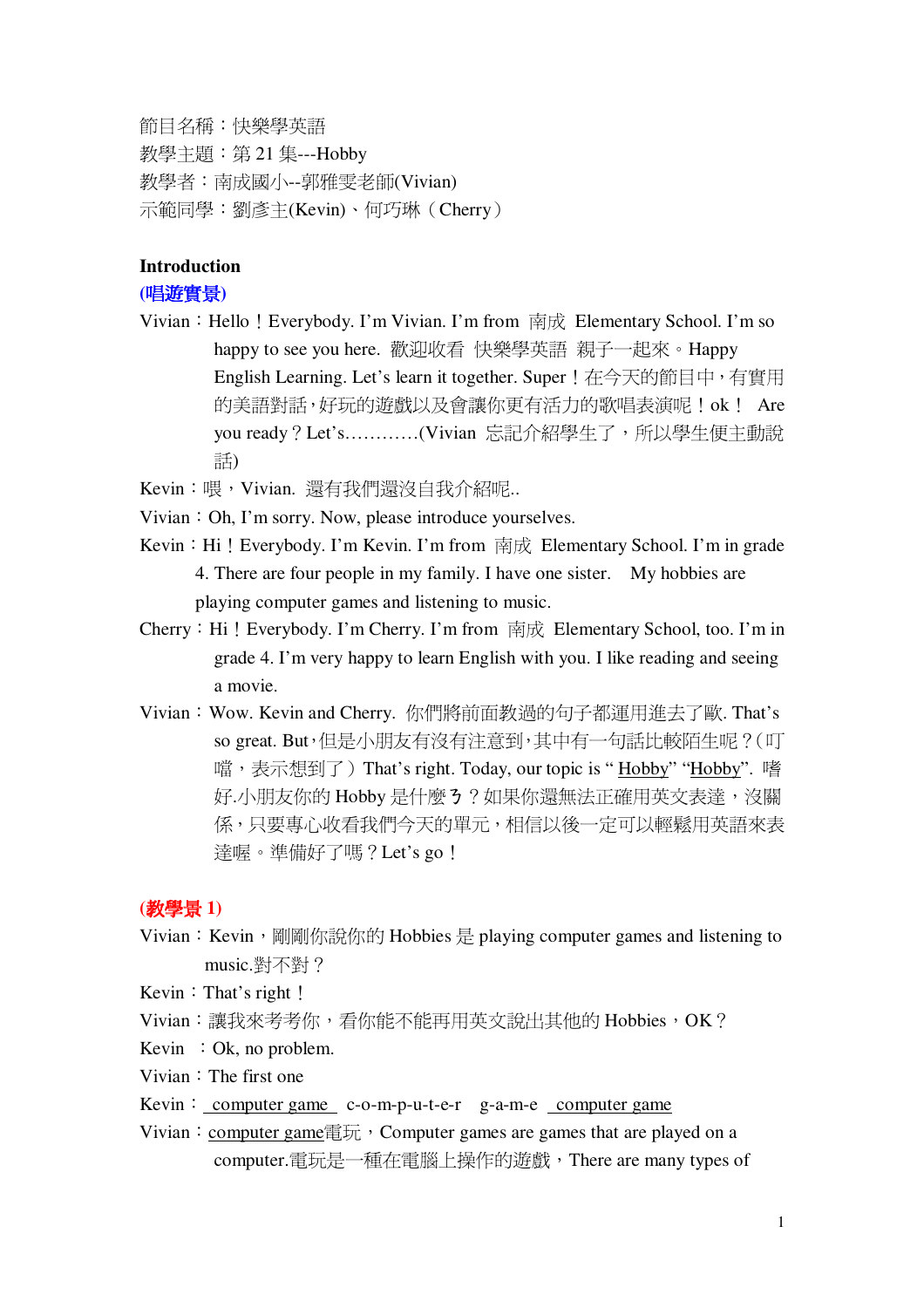節目名稱：快樂學英語
教學主題：第 21 集---Hobby
教學者：南成國小--郭雅雯老師(Vivian)
示範同學：劉彥主(Kevin)、何巧琳（Cherry）

**Introduction**

**(唱遊實景)**

Vivian：Hello！Everybody. I'm Vivian. I'm from 南成 Elementary School. I'm so happy to see you here. 歡迎收看 快樂學英語 親子一起來。Happy English Learning. Let's learn it together. Super！在今天的節目中，有實用的美語對話，好玩的遊戲以及會讓你更有活力的歌唱表演呢！ok！ Are you ready？Let's…………(Vivian 忘記介紹學生了，所以學生便主動說話)

Kevin：喂，Vivian. 還有我們還沒自我介紹呢..

Vivian：Oh, I'm sorry. Now, please introduce yourselves.

Kevin：Hi！Everybody. I'm Kevin. I'm from 南成 Elementary School. I'm in grade 4. There are four people in my family. I have one sister. My hobbies are playing computer games and listening to music.

Cherry：Hi！Everybody. I'm Cherry. I'm from 南成 Elementary School, too. I'm in grade 4. I'm very happy to learn English with you. I like reading and seeing a movie.

Vivian：Wow. Kevin and Cherry. 你們將前面教過的句子都運用進去了歐. That's so great. But，但是小朋友有沒有注意到，其中有一句話比較陌生呢？(叮噹，表示想到了）That's right. Today, our topic is "Hobby" "Hobby". 嗜好.小朋友你的 Hobby 是什麼ㄋ？如果你還無法正確用英文表達，沒關係，只要專心收看我們今天的單元，相信以後一定可以輕鬆用英語來表達喔。準備好了嗎？Let's go！

**(教學景 1)**

Vivian：Kevin，剛剛你說你的 Hobbies 是 playing computer games and listening to music.對不對？

Kevin：That's right！

Vivian：讓我來考考你，看你能不能再用英文說出其他的 Hobbies，OK？

Kevin ：Ok, no problem.

Vivian：The first one

Kevin： computer game  c-o-m-p-u-t-e-r  g-a-m-e  computer game

Vivian：computer game電玩，Computer games are games that are played on a computer.電玩是一種在電腦上操作的遊戲，There are many types of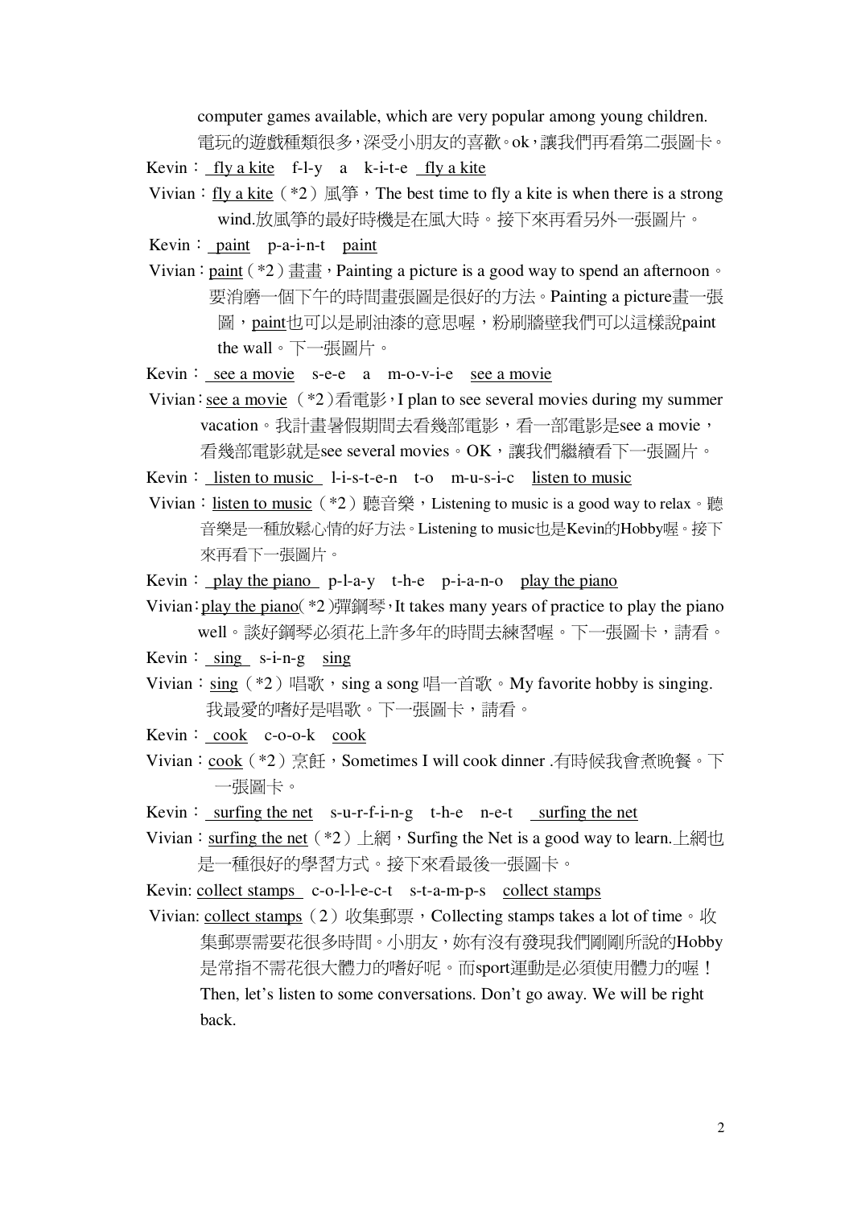computer games available, which are very popular among young children.
電玩的遊戲種類很多，深受小朋友的喜歡。ok，讓我們再看第二張圖卡。

Kevin： <u>fly a kite</u>　f-l-y　a　k-i-t-e　<u>fly a kite</u>

Vivian：<u>fly a kite</u>（*2）風箏，The best time to fly a kite is when there is a strong wind.放風箏的最好時機是在風大時。接下來再看另外一張圖片。

Kevin： <u>paint</u>　p-a-i-n-t　<u>paint</u>

Vivian：<u>paint</u>（*2）畫畫，Painting a picture is a good way to spend an afternoon。要消磨一個下午的時間畫張圖是很好的方法。Painting a picture畫一張圖，<u>paint</u>也可以是刷油漆的意思喔，粉刷牆壁我們可以這樣說paint the wall。下一張圖片。

Kevin： <u>see a movie</u>　s-e-e　a　m-o-v-i-e　<u>see a movie</u>

Vivian：<u>see a movie</u>（*2）看電影，I plan to see several movies during my summer vacation。我計畫暑假期間去看幾部電影，看一部電影是see a movie，看幾部電影就是see several movies。OK，讓我們繼續看下一張圖片。

Kevin： <u>listen to music</u>　l-i-s-t-e-n　t-o　m-u-s-i-c　<u>listen to music</u>

Vivian：<u>listen to music</u>（*2）聽音樂，Listening to music is a good way to relax。聽音樂是一種放鬆心情的好方法。Listening to music也是Kevin的Hobby喔。接下來再看下一張圖片。

Kevin： <u>play the piano</u>　p-l-a-y　t-h-e　p-i-a-n-o　<u>play the piano</u>

Vivian：<u>play the piano</u>(*2)彈鋼琴，It takes many years of practice to play the piano well。談好鋼琴必須花上許多年的時間去練習喔。下一張圖卡，請看。

Kevin： <u>sing</u>　s-i-n-g　<u>sing</u>

Vivian：<u>sing</u>（*2）唱歌，sing a song 唱一首歌。My favorite hobby is singing. 我最愛的嗜好是唱歌。下一張圖卡，請看。

Kevin： <u>cook</u>　c-o-o-k　<u>cook</u>

Vivian：<u>cook</u>（*2）烹飪，Sometimes I will cook dinner .有時候我會煮晚餐。下一張圖卡。

Kevin： <u>surfing the net</u>　s-u-r-f-i-n-g　t-h-e　n-e-t　<u>surfing the net</u>

Vivian：<u>surfing the net</u>（*2）上網，Surfing the Net is a good way to learn.上網也是一種很好的學習方式。接下來看最後一張圖卡。

Kevin: <u>collect stamps</u>　c-o-l-l-e-c-t　s-t-a-m-p-s　<u>collect stamps</u>

Vivian: <u>collect stamps</u>（2）收集郵票，Collecting stamps takes a lot of time。收集郵票需要花很多時間。小朋友，妳有沒有發現我們剛剛所說的Hobby是常指不需花很大體力的嗜好呢。而sport運動是必須使用體力的喔！Then, let’s listen to some conversations. Don’t go away. We will be right back.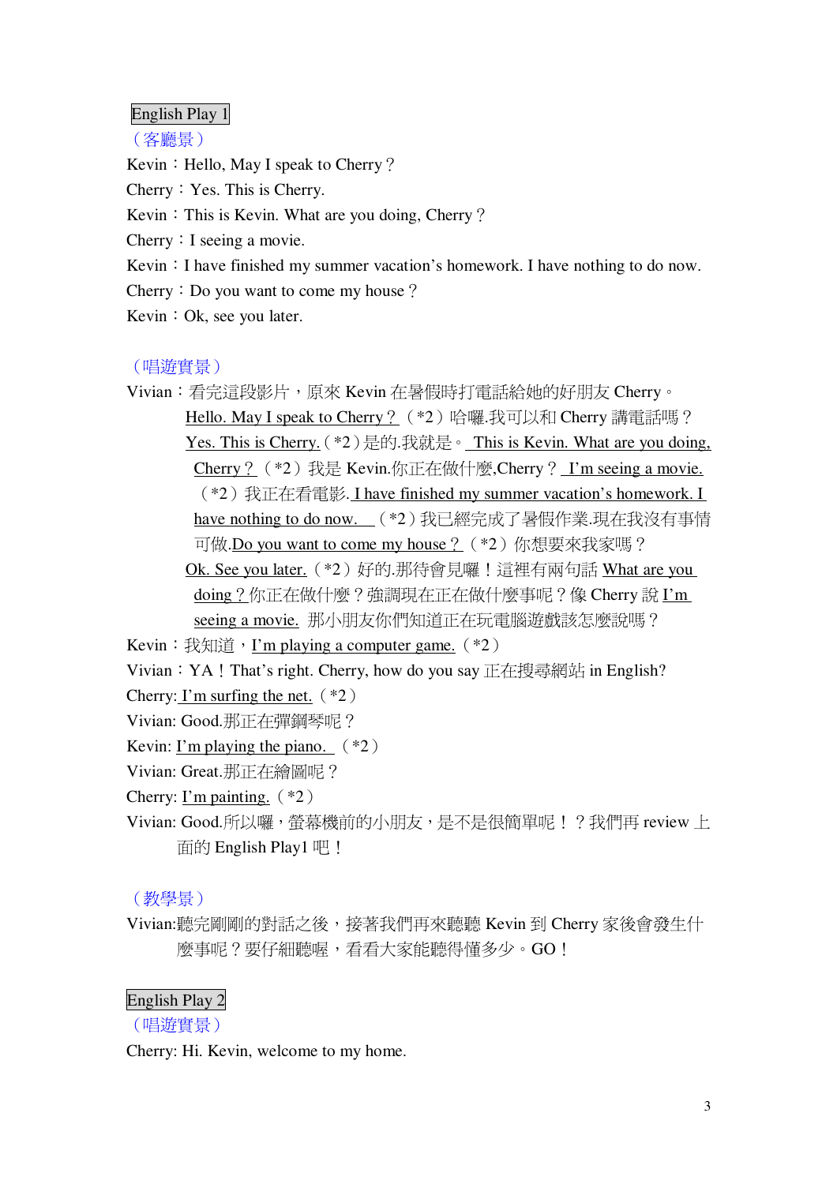English Play 1

（客廳景）

Kevin：Hello, May I speak to Cherry？

Cherry：Yes. This is Cherry.

Kevin：This is Kevin. What are you doing, Cherry？

Cherry：I seeing a movie.

Kevin：I have finished my summer vacation's homework. I have nothing to do now.

Cherry：Do you want to come my house？

Kevin：Ok, see you later.

（唱遊實景）

Vivian：看完這段影片，原來 Kevin 在暑假時打電話給她的好朋友 Cherry。Hello. May I speak to Cherry？（*2）哈囉.我可以和 Cherry 講電話嗎？Yes. This is Cherry.（*2）是的.我就是。This is Kevin. What are you doing, Cherry？（*2）我是 Kevin.你正在做什麼,Cherry？ I'm seeing a movie.（*2）我正在看電影. I have finished my summer vacation's homework. I have nothing to do now.（*2）我已經完成了暑假作業.現在我沒有事情可做. Do you want to come my house？（*2）你想要來我家嗎？Ok. See you later.（*2）好的.那待會見囉！這裡有兩句話 What are you doing？你正在做什麼？強調現在正在做什麼事呢？像 Cherry 說 I'm seeing a movie. 那小朋友你們知道正在玩電腦遊戲該怎麼說嗎？

Kevin：我知道，I'm playing a computer game.（*2）

Vivian：YA！That's right. Cherry, how do you say 正在搜尋網站 in English?

Cherry: I'm surfing the net.（*2）

Vivian: Good.那正在彈鋼琴呢？

Kevin: I'm playing the piano.（*2）

Vivian: Great.那正在繪圖呢？

Cherry: I'm painting.（*2）

Vivian: Good.所以囉，螢幕機前的小朋友，是不是很簡單呢！？我們再 review 上面的 English Play1 吧！

（教學景）

Vivian:聽完剛剛的對話之後，接著我們再來聽聽 Kevin 到 Cherry 家後會發生什麼事呢？要仔細聽喔，看看大家能聽得懂多少。GO！

English Play 2

（唱遊實景）

Cherry: Hi. Kevin, welcome to my home.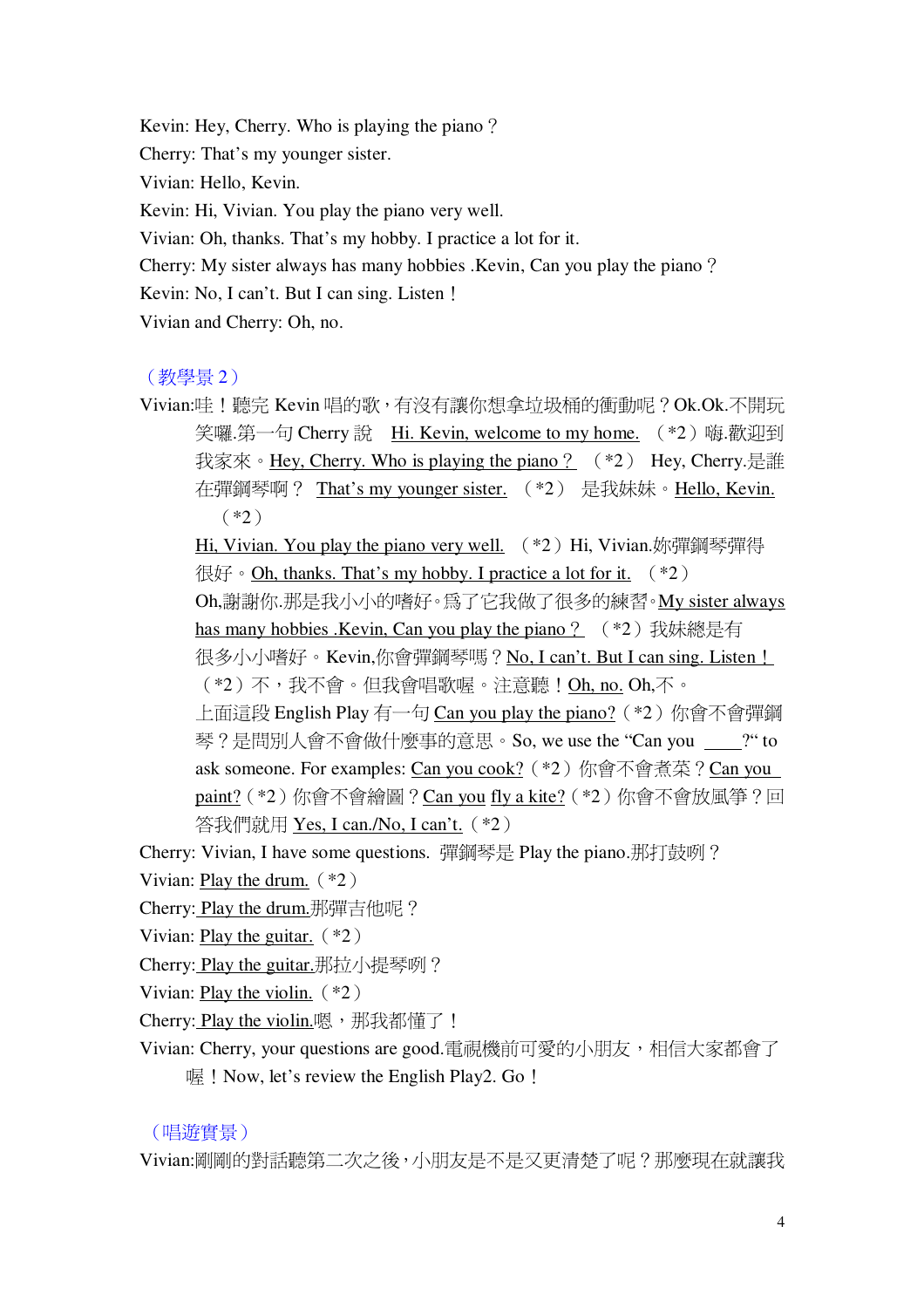Kevin: Hey, Cherry. Who is playing the piano？

Cherry: That's my younger sister.

Vivian: Hello, Kevin.

Kevin: Hi, Vivian. You play the piano very well.

Vivian: Oh, thanks. That's my hobby. I practice a lot for it.

Cherry: My sister always has many hobbies .Kevin, Can you play the piano？

Kevin: No, I can't. But I can sing. Listen！

Vivian and Cherry: Oh, no.

（教學景 2）

Vivian:哇！聽完 Kevin 唱的歌，有沒有讓你想拿垃圾桶的衝動呢？Ok.Ok.不開玩笑囉.第一句 Cherry 說 <u>Hi. Kevin, welcome to my home.</u> （*2）嗨.歡迎到我家來。<u>Hey, Cherry. Who is playing the piano？</u> （*2） Hey, Cherry.是誰在彈鋼琴啊？ <u>That's my younger sister.</u> （*2） 是我妹妹。<u>Hello, Kevin.</u> （*2）

<u>Hi, Vivian. You play the piano very well.</u> （*2）Hi, Vivian.妳彈鋼琴彈得很好。<u>Oh, thanks. That's my hobby. I practice a lot for it.</u> （*2）Oh,謝謝你.那是我小小的嗜好。為了它我做了很多的練習。<u>My sister always has many hobbies .Kevin, Can you play the piano？</u> （*2）我妹總是有很多小小嗜好。Kevin,你會彈鋼琴嗎？<u>No, I can't. But I can sing. Listen！</u>（*2）不，我不會。但我會唱歌喔。注意聽！<u>Oh, no.</u> Oh,不。

上面這段 English Play 有一句 <u>Can you play the piano?</u>（*2）你會不會彈鋼琴？是問別人會不會做什麼事的意思。So, we use the "Can you \_\_\_\_?" to ask someone. For examples: <u>Can you cook?</u>（*2）你會不會煮菜？<u>Can you paint?</u>（*2）你會不會繪圖？<u>Can you fly a kite?</u>（*2）你會不會放風箏？回答我們就用 <u>Yes, I can./No, I can't.</u>（*2）

Cherry: Vivian, I have some questions. 彈鋼琴是 Play the piano.那打鼓咧？

Vivian: <u>Play the drum.</u>（*2）

Cherry: <u>Play the drum.</u>那彈吉他呢？

Vivian: <u>Play the guitar.</u>（*2）

Cherry: <u>Play the guitar.</u>那拉小提琴咧？

Vivian: <u>Play the violin.</u>（*2）

Cherry: <u>Play the violin.</u>嗯，那我都懂了！

Vivian: Cherry, your questions are good.電視機前可愛的小朋友，相信大家都會了喔！Now, let's review the English Play2. Go！

（唱遊實景）

Vivian:剛剛的對話聽第二次之後，小朋友是不是又更清楚了呢？那麼現在就讓我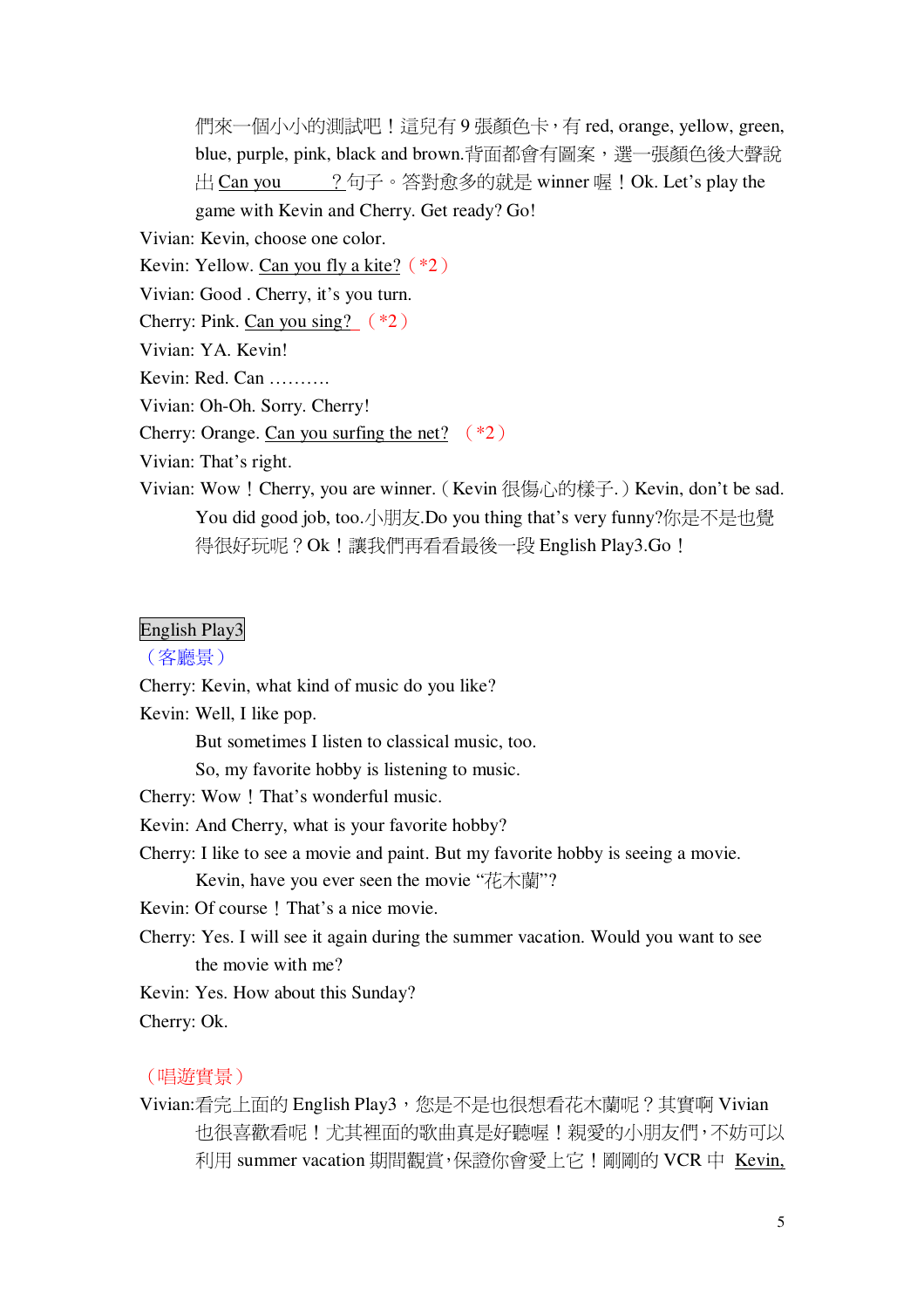們來一個小小的測試吧！這兒有 9 張顏色卡，有 red, orange, yellow, green, blue, purple, pink, black and brown.背面都會有圖案，選一張顏色後大聲說出 Can you ______? 句子。答對愈多的就是 winner 喔！Ok. Let's play the game with Kevin and Cherry. Get ready? Go!

Vivian: Kevin, choose one color.

Kevin: Yellow. Can you fly a kite? (*2)

Vivian: Good . Cherry, it's you turn.

Cherry: Pink. Can you sing? (*2)

Vivian: YA. Kevin!

Kevin: Red. Can ……….

Vivian: Oh-Oh. Sorry. Cherry!

Cherry: Orange. Can you surfing the net? (*2)

Vivian: That's right.

Vivian: Wow！Cherry, you are winner.（Kevin 很傷心的樣子.）Kevin, don't be sad. You did good job, too.小朋友.Do you thing that's very funny?你是不是也覺得很好玩呢？Ok！讓我們再看看最後一段 English Play3.Go！

**English Play3**

（客廳景）

Cherry: Kevin, what kind of music do you like?

Kevin: Well, I like pop.
But sometimes I listen to classical music, too.
So, my favorite hobby is listening to music.

Cherry: Wow！That's wonderful music.

Kevin: And Cherry, what is your favorite hobby?

Cherry: I like to see a movie and paint. But my favorite hobby is seeing a movie.
Kevin, have you ever seen the movie "花木蘭"?

Kevin: Of course！That's a nice movie.

Cherry: Yes. I will see it again during the summer vacation. Would you want to see the movie with me?

Kevin: Yes. How about this Sunday?

Cherry: Ok.

（唱遊實景）

Vivian:看完上面的 English Play3，您是不是也很想看花木蘭呢？其實啊 Vivian 也很喜歡看呢！尤其裡面的歌曲真是好聽喔！親愛的小朋友們，不妨可以利用 summer vacation 期間觀賞，保證你會愛上它！剛剛的 VCR 中 Kevin,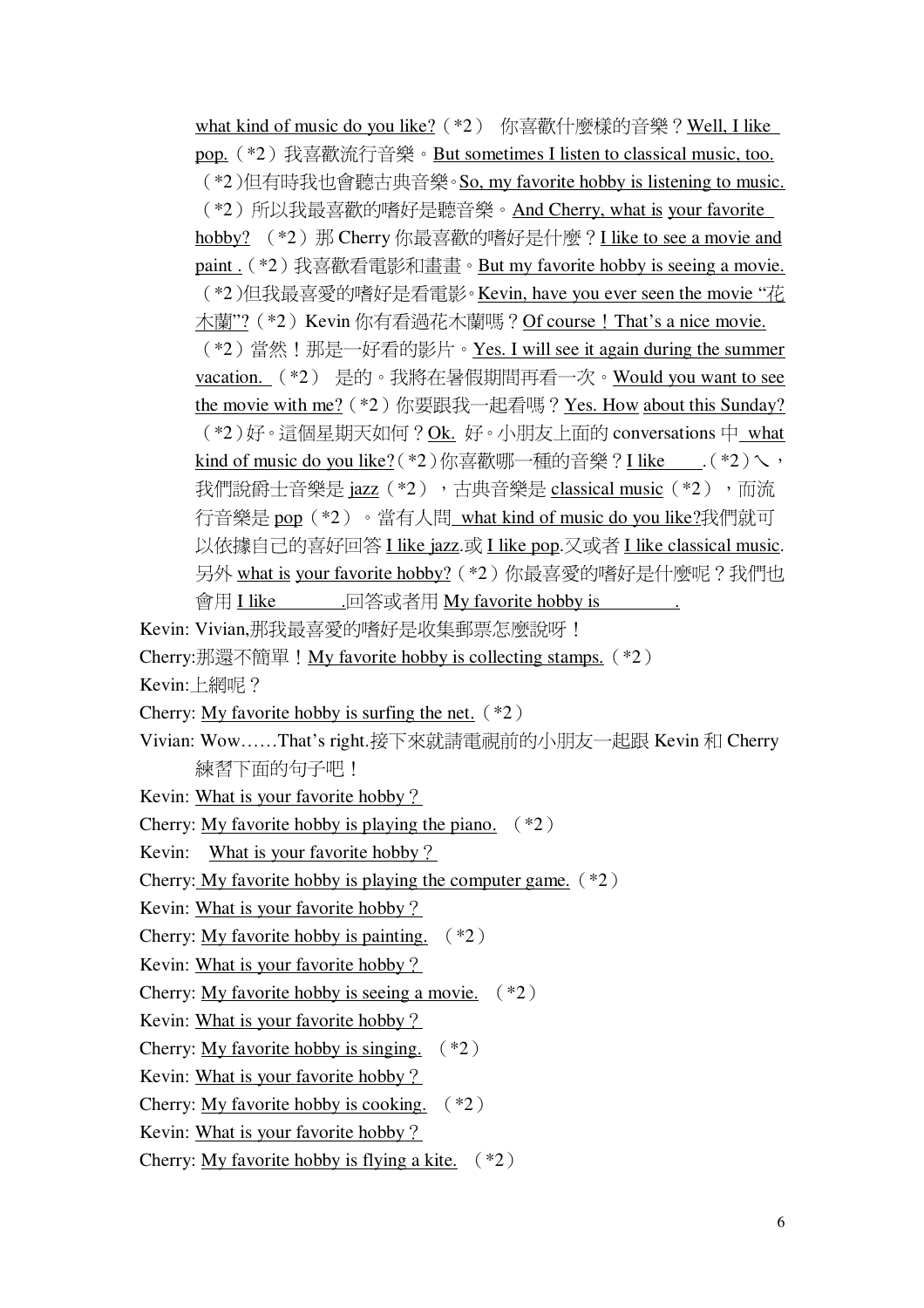what kind of music do you like?（*2） 你喜歡什麼樣的音樂？Well, I like pop.（*2）我喜歡流行音樂。But sometimes I listen to classical music, too.（*2)但有時我也會聽古典音樂。So, my favorite hobby is listening to music.（*2）所以我最喜歡的嗜好是聽音樂。And Cherry, what is your favorite hobby? （*2）那 Cherry 你最喜歡的嗜好是什麼？I like to see a movie and paint .（*2）我喜歡看電影和畫畫。But my favorite hobby is seeing a movie.（*2)但我最喜愛的嗜好是看電影。Kevin, have you ever seen the movie "花木蘭"?（*2）Kevin 你有看過花木蘭嗎？Of course！That's a nice movie.（*2）當然！那是一好看的影片。Yes. I will see it again during the summer vacation. （*2） 是的。我將在暑假期間再看一次。Would you want to see the movie with me?（*2）你要跟我一起看嗎？Yes. How about this Sunday?（*2)好。這個星期天如何？Ok. 好。小朋友上面的 conversations 中 what kind of music do you like?（*2)你喜歡哪一種的音樂？I like \_\_\_\_.（*2）＼，我們說爵士音樂是 jazz（*2），古典音樂是 classical music（*2），而流行音樂是 pop（*2）。當有人問 what kind of music do you like?我們就可以依據自己的喜好回答 I like jazz.或 I like pop.又或者 I like classical music. 另外 what is your favorite hobby?（*2）你最喜愛的嗜好是什麼呢？我們也會用 I like \_\_\_\_\_\_\_\_.回答或者用 My favorite hobby is \_\_\_\_\_\_\_\_\_.

Kevin: Vivian,那我最喜愛的嗜好是收集郵票怎麼說呀！

Cherry:那還不簡單！My favorite hobby is collecting stamps.（*2）

Kevin:上網呢？

Cherry: My favorite hobby is surfing the net.（*2）

Vivian: Wow……That's right.接下來就請電視前的小朋友一起跟 Kevin 和 Cherry 練習下面的句子吧！

Kevin: What is your favorite hobby？

Cherry: My favorite hobby is playing the piano. （*2）

Kevin: What is your favorite hobby？

Cherry: My favorite hobby is playing the computer game.（*2）

Kevin: What is your favorite hobby？

Cherry: My favorite hobby is painting. （*2）

Kevin: What is your favorite hobby？

Cherry: My favorite hobby is seeing a movie. （*2）

Kevin: What is your favorite hobby？

Cherry: My favorite hobby is singing. （*2）

Kevin: What is your favorite hobby？

Cherry: My favorite hobby is cooking. （*2）

Kevin: What is your favorite hobby？

Cherry: My favorite hobby is flying a kite. （*2）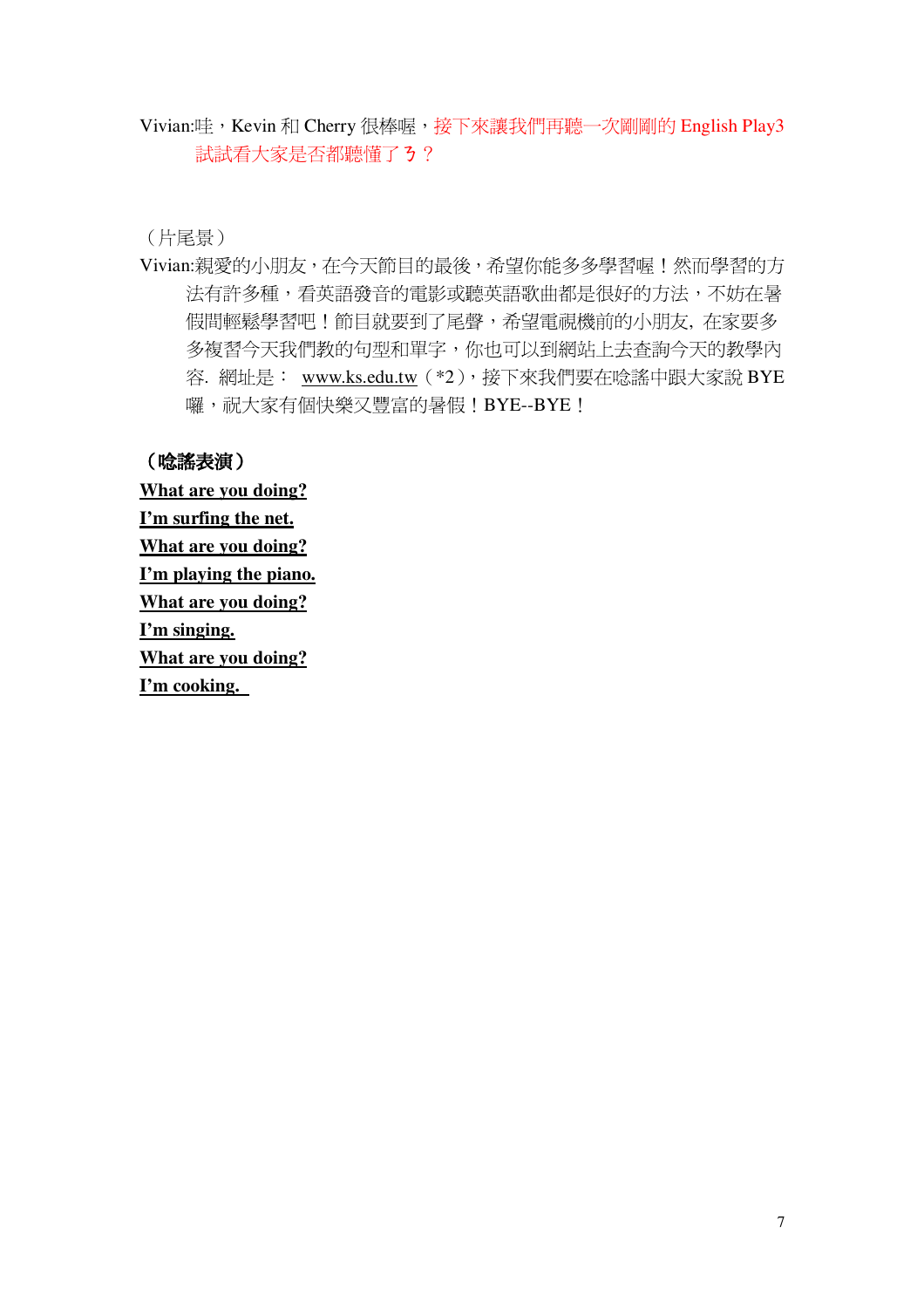Vivian:哇，Kevin 和 Cherry 很棒喔，接下來讓我們再聽一次剛剛的 English Play3 試試看大家是否都聽懂了ㄋ？

（片尾景）

Vivian:親愛的小朋友，在今天節目的最後，希望你能多多學習喔！然而學習的方法有許多種，看英語發音的電影或聽英語歌曲都是很好的方法，不妨在暑假間輕鬆學習吧！節目就要到了尾聲，希望電視機前的小朋友，在家要多多複習今天我們教的句型和單字，你也可以到網站上去查詢今天的教學內容. 網址是： www.ks.edu.tw（*2），接下來我們要在唸謠中跟大家說 BYE 囉，祝大家有個快樂又豐富的暑假！BYE--BYE！

**（唸謠表演）**

**What are you doing?**

**I'm surfing the net.**

**What are you doing?**

**I'm playing the piano.**

**What are you doing?**

**I'm singing.**

**What are you doing?**

**I'm cooking.**